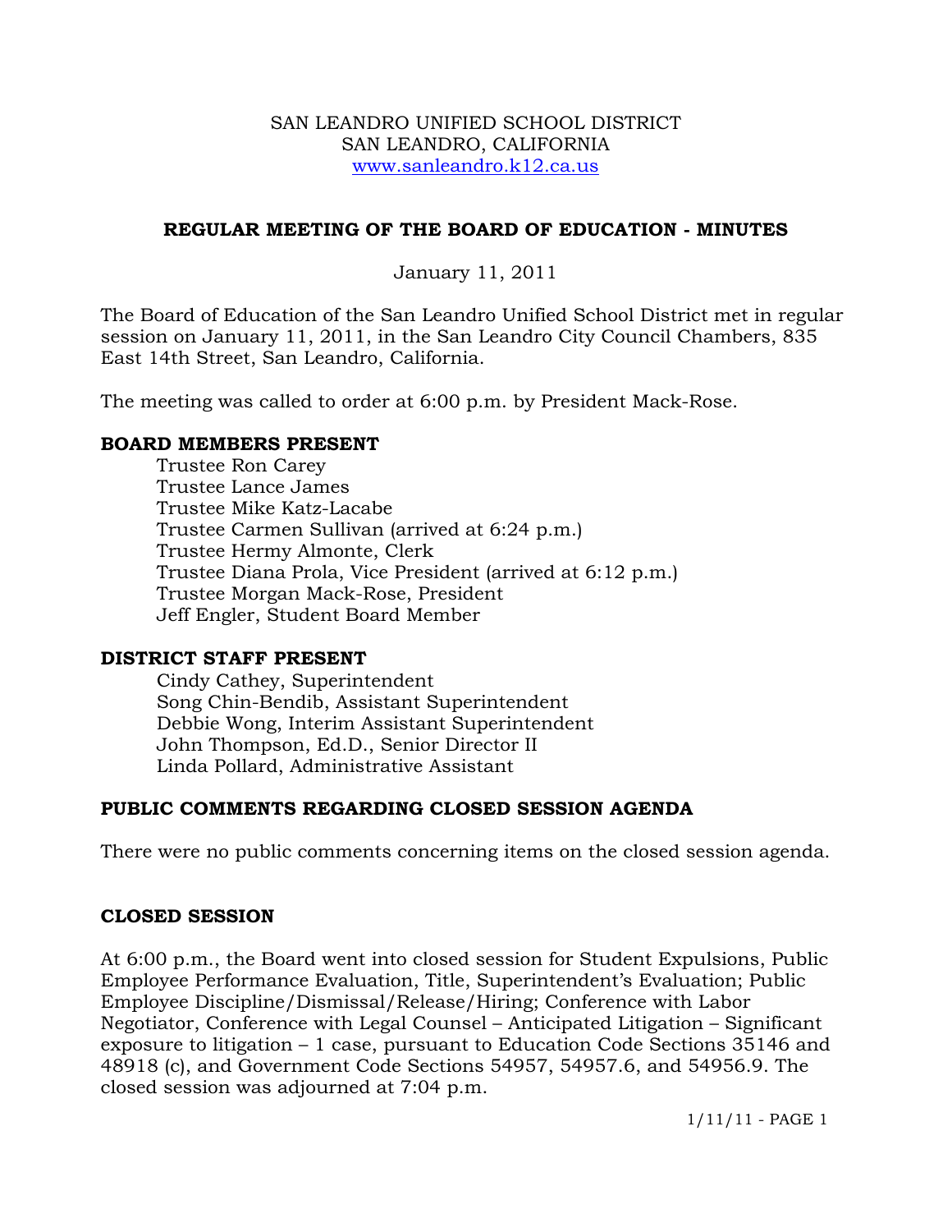SAN LEANDRO UNIFIED SCHOOL DISTRICT
SAN LEANDRO, CALIFORNIA
www.sanleandro.k12.ca.us

# REGULAR MEETING OF THE BOARD OF EDUCATION - MINUTES

January 11, 2011

The Board of Education of the San Leandro Unified School District met in regular session on January 11, 2011, in the San Leandro City Council Chambers, 835 East 14th Street, San Leandro, California.

The meeting was called to order at 6:00 p.m. by President Mack-Rose.

## BOARD MEMBERS PRESENT

Trustee Ron Carey
Trustee Lance James
Trustee Mike Katz-Lacabe
Trustee Carmen Sullivan (arrived at 6:24 p.m.)
Trustee Hermy Almonte, Clerk
Trustee Diana Prola, Vice President (arrived at 6:12 p.m.)
Trustee Morgan Mack-Rose, President
Jeff Engler, Student Board Member

## DISTRICT STAFF PRESENT

Cindy Cathey, Superintendent
Song Chin-Bendib, Assistant Superintendent
Debbie Wong, Interim Assistant Superintendent
John Thompson, Ed.D., Senior Director II
Linda Pollard, Administrative Assistant

## PUBLIC COMMENTS REGARDING CLOSED SESSION AGENDA

There were no public comments concerning items on the closed session agenda.

## CLOSED SESSION

At 6:00 p.m., the Board went into closed session for Student Expulsions, Public Employee Performance Evaluation, Title, Superintendent's Evaluation; Public Employee Discipline/Dismissal/Release/Hiring; Conference with Labor Negotiator, Conference with Legal Counsel – Anticipated Litigation – Significant exposure to litigation – 1 case, pursuant to Education Code Sections 35146 and 48918 (c), and Government Code Sections 54957, 54957.6, and 54956.9. The closed session was adjourned at 7:04 p.m.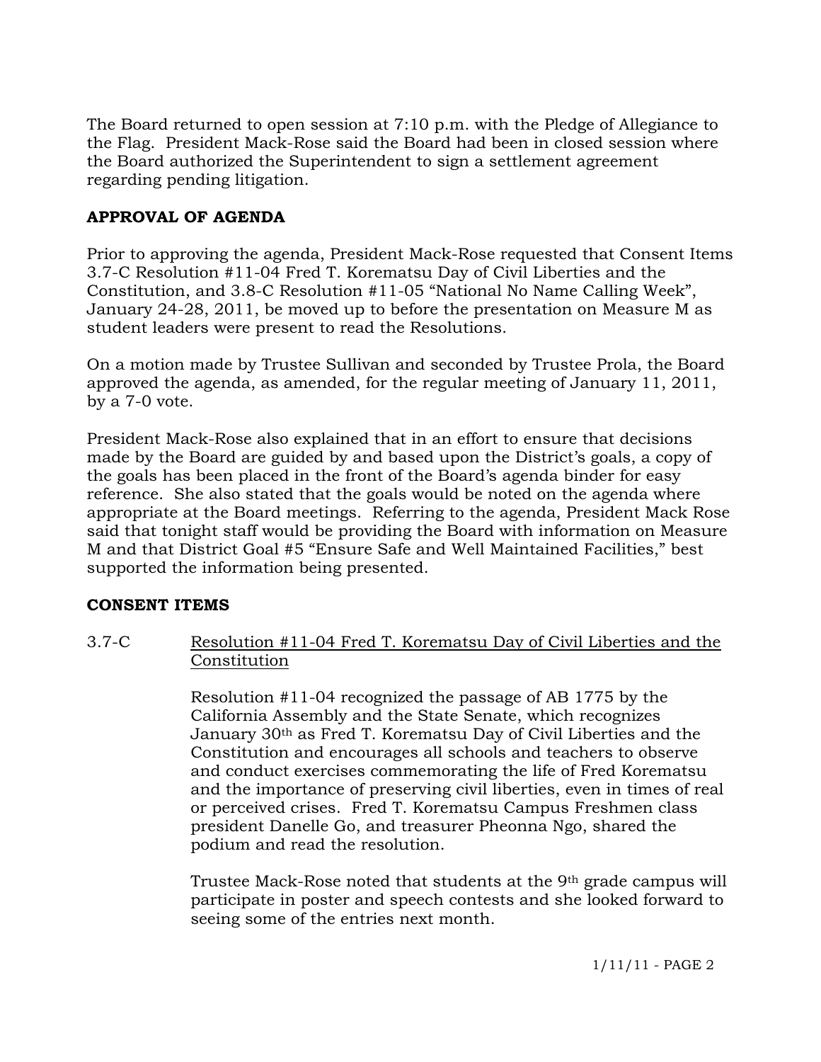The Board returned to open session at 7:10 p.m. with the Pledge of Allegiance to the Flag. President Mack-Rose said the Board had been in closed session where the Board authorized the Superintendent to sign a settlement agreement regarding pending litigation.

**APPROVAL OF AGENDA**

Prior to approving the agenda, President Mack-Rose requested that Consent Items 3.7-C Resolution #11-04 Fred T. Korematsu Day of Civil Liberties and the Constitution, and 3.8-C Resolution #11-05 "National No Name Calling Week", January 24-28, 2011, be moved up to before the presentation on Measure M as student leaders were present to read the Resolutions.

On a motion made by Trustee Sullivan and seconded by Trustee Prola, the Board approved the agenda, as amended, for the regular meeting of January 11, 2011, by a 7-0 vote.

President Mack-Rose also explained that in an effort to ensure that decisions made by the Board are guided by and based upon the District's goals, a copy of the goals has been placed in the front of the Board's agenda binder for easy reference. She also stated that the goals would be noted on the agenda where appropriate at the Board meetings. Referring to the agenda, President Mack Rose said that tonight staff would be providing the Board with information on Measure M and that District Goal #5 "Ensure Safe and Well Maintained Facilities," best supported the information being presented.

**CONSENT ITEMS**

3.7-C Resolution #11-04 Fred T. Korematsu Day of Civil Liberties and the Constitution

Resolution #11-04 recognized the passage of AB 1775 by the California Assembly and the State Senate, which recognizes January 30th as Fred T. Korematsu Day of Civil Liberties and the Constitution and encourages all schools and teachers to observe and conduct exercises commemorating the life of Fred Korematsu and the importance of preserving civil liberties, even in times of real or perceived crises. Fred T. Korematsu Campus Freshmen class president Danelle Go, and treasurer Pheonna Ngo, shared the podium and read the resolution.

Trustee Mack-Rose noted that students at the 9th grade campus will participate in poster and speech contests and she looked forward to seeing some of the entries next month.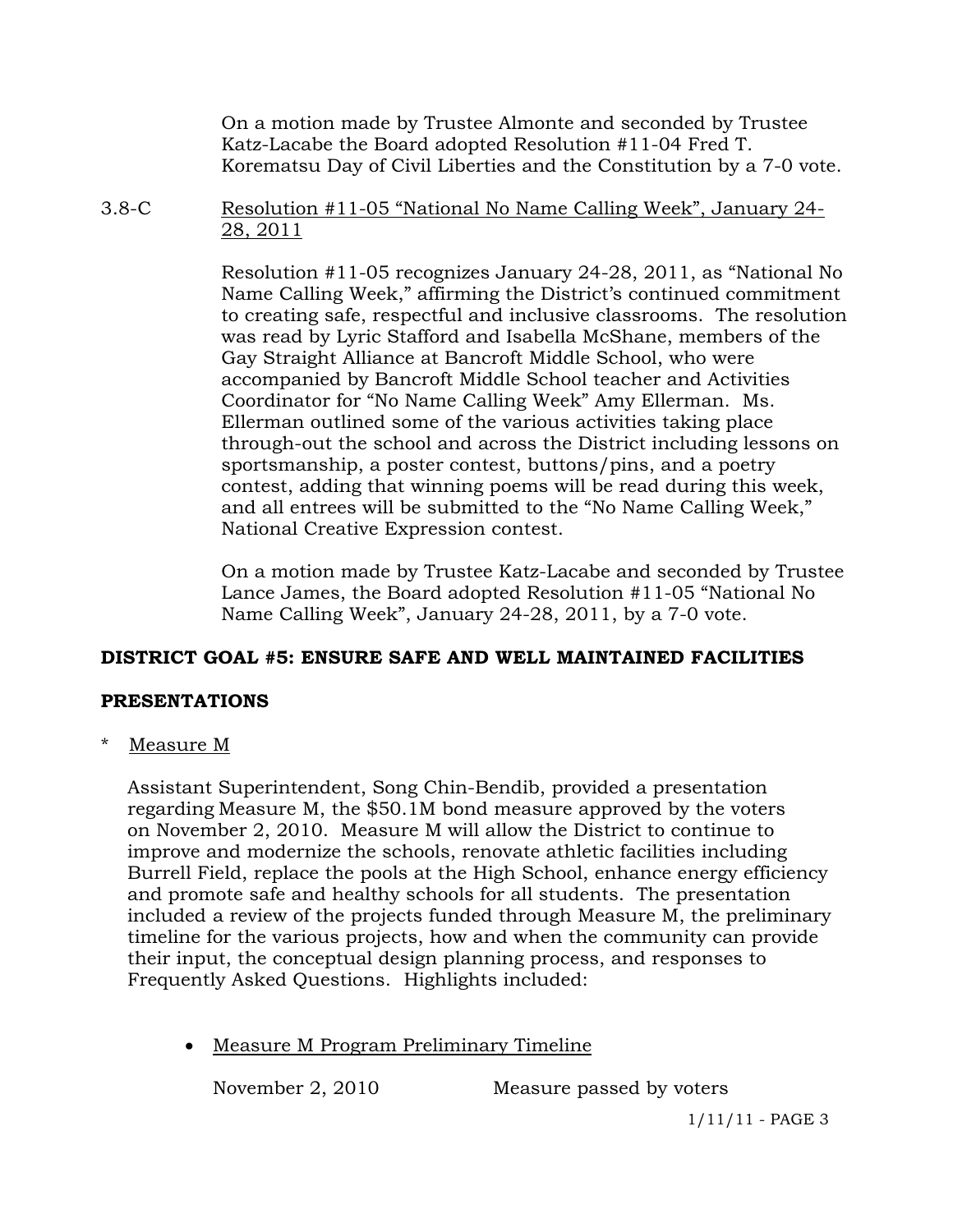On a motion made by Trustee Almonte and seconded by Trustee Katz-Lacabe the Board adopted Resolution #11-04 Fred T. Korematsu Day of Civil Liberties and the Constitution by a 7-0 vote.

3.8-C Resolution #11-05 "National No Name Calling Week", January 24-28, 2011

Resolution #11-05 recognizes January 24-28, 2011, as "National No Name Calling Week," affirming the District's continued commitment to creating safe, respectful and inclusive classrooms. The resolution was read by Lyric Stafford and Isabella McShane, members of the Gay Straight Alliance at Bancroft Middle School, who were accompanied by Bancroft Middle School teacher and Activities Coordinator for "No Name Calling Week" Amy Ellerman. Ms. Ellerman outlined some of the various activities taking place through-out the school and across the District including lessons on sportsmanship, a poster contest, buttons/pins, and a poetry contest, adding that winning poems will be read during this week, and all entrees will be submitted to the "No Name Calling Week," National Creative Expression contest.

On a motion made by Trustee Katz-Lacabe and seconded by Trustee Lance James, the Board adopted Resolution #11-05 "National No Name Calling Week", January 24-28, 2011, by a 7-0 vote.

**DISTRICT GOAL #5: ENSURE SAFE AND WELL MAINTAINED FACILITIES**

**PRESENTATIONS**

* Measure M

Assistant Superintendent, Song Chin-Bendib, provided a presentation regarding Measure M, the $50.1M bond measure approved by the voters on November 2, 2010. Measure M will allow the District to continue to improve and modernize the schools, renovate athletic facilities including Burrell Field, replace the pools at the High School, enhance energy efficiency and promote safe and healthy schools for all students. The presentation included a review of the projects funded through Measure M, the preliminary timeline for the various projects, how and when the community can provide their input, the conceptual design planning process, and responses to Frequently Asked Questions. Highlights included:

- Measure M Program Preliminary Timeline

November 2, 2010 Measure passed by voters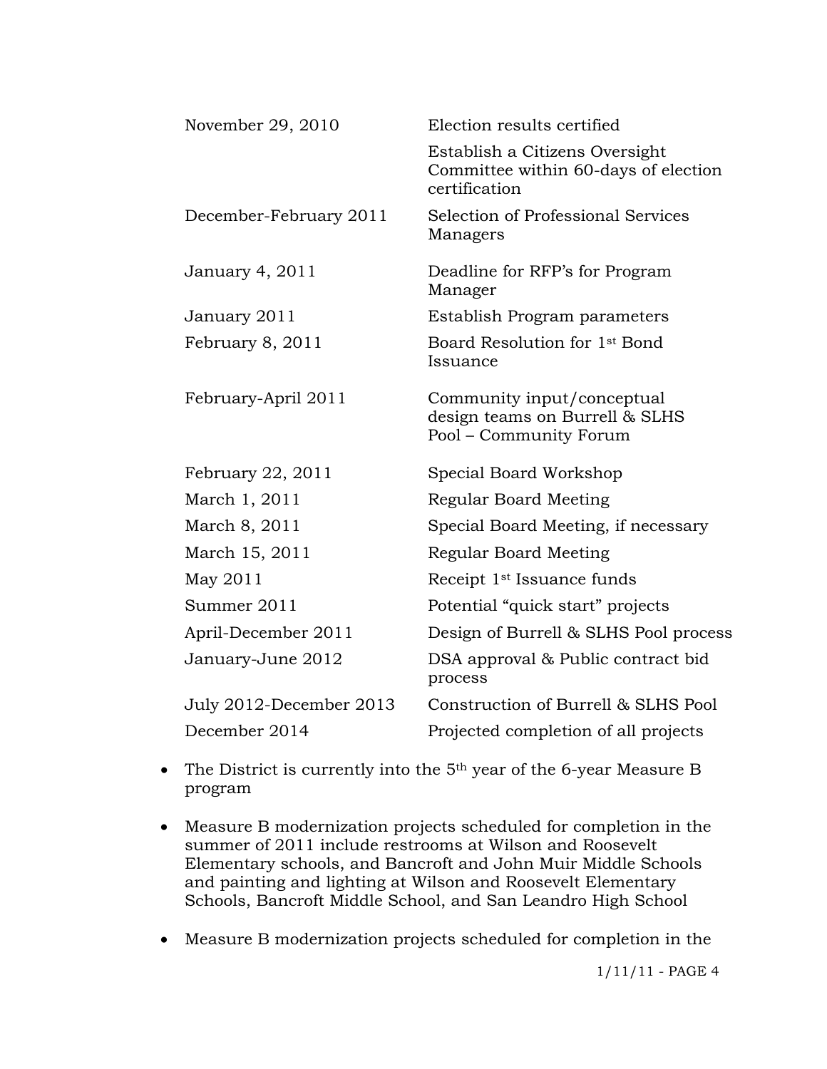| | |
|---|---|
| November 29, 2010 | Election results certified |
| | Establish a Citizens Oversight Committee within 60-days of election certification |
| December-February 2011 | Selection of Professional Services Managers |
| January 4, 2011 | Deadline for RFP's for Program Manager |
| January 2011 | Establish Program parameters |
| February 8, 2011 | Board Resolution for 1st Bond Issuance |
| February-April 2011 | Community input/conceptual design teams on Burrell & SLHS Pool – Community Forum |
| February 22, 2011 | Special Board Workshop |
| March 1, 2011 | Regular Board Meeting |
| March 8, 2011 | Special Board Meeting, if necessary |
| March 15, 2011 | Regular Board Meeting |
| May 2011 | Receipt 1st Issuance funds |
| Summer 2011 | Potential "quick start" projects |
| April-December 2011 | Design of Burrell & SLHS Pool process |
| January-June 2012 | DSA approval & Public contract bid process |
| July 2012-December 2013 | Construction of Burrell & SLHS Pool |
| December 2014 | Projected completion of all projects |

- The District is currently into the 5th year of the 6-year Measure B program

- Measure B modernization projects scheduled for completion in the summer of 2011 include restrooms at Wilson and Roosevelt Elementary schools, and Bancroft and John Muir Middle Schools and painting and lighting at Wilson and Roosevelt Elementary Schools, Bancroft Middle School, and San Leandro High School

- Measure B modernization projects scheduled for completion in the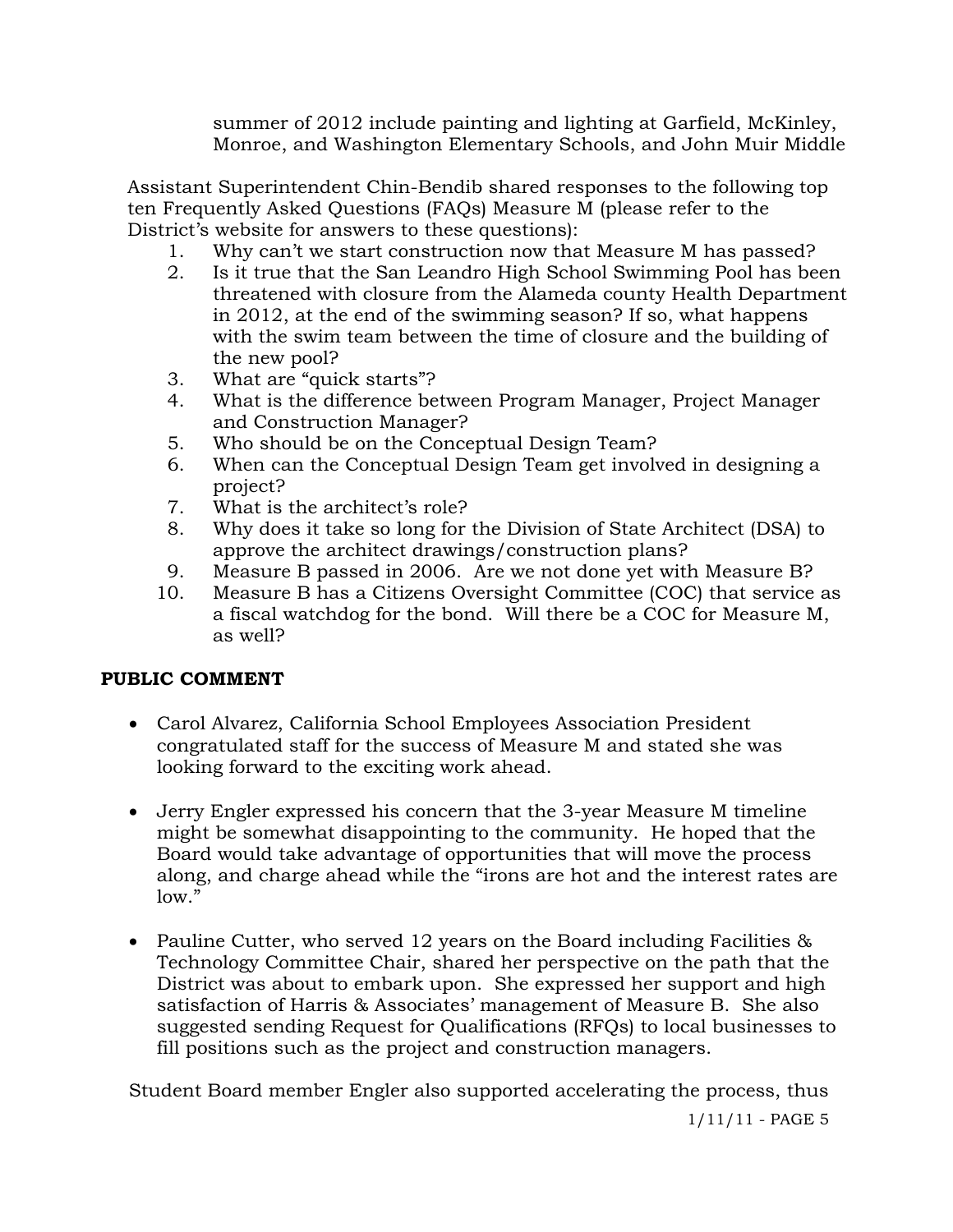summer of 2012 include painting and lighting at Garfield, McKinley, Monroe, and Washington Elementary Schools, and John Muir Middle

Assistant Superintendent Chin-Bendib shared responses to the following top ten Frequently Asked Questions (FAQs) Measure M (please refer to the District's website for answers to these questions):

1. Why can't we start construction now that Measure M has passed?
2. Is it true that the San Leandro High School Swimming Pool has been threatened with closure from the Alameda county Health Department in 2012, at the end of the swimming season? If so, what happens with the swim team between the time of closure and the building of the new pool?
3. What are "quick starts"?
4. What is the difference between Program Manager, Project Manager and Construction Manager?
5. Who should be on the Conceptual Design Team?
6. When can the Conceptual Design Team get involved in designing a project?
7. What is the architect's role?
8. Why does it take so long for the Division of State Architect (DSA) to approve the architect drawings/construction plans?
9. Measure B passed in 2006. Are we not done yet with Measure B?
10. Measure B has a Citizens Oversight Committee (COC) that service as a fiscal watchdog for the bond. Will there be a COC for Measure M, as well?

**PUBLIC COMMENT**

- Carol Alvarez, California School Employees Association President congratulated staff for the success of Measure M and stated she was looking forward to the exciting work ahead.

- Jerry Engler expressed his concern that the 3-year Measure M timeline might be somewhat disappointing to the community. He hoped that the Board would take advantage of opportunities that will move the process along, and charge ahead while the "irons are hot and the interest rates are low."

- Pauline Cutter, who served 12 years on the Board including Facilities & Technology Committee Chair, shared her perspective on the path that the District was about to embark upon. She expressed her support and high satisfaction of Harris & Associates' management of Measure B. She also suggested sending Request for Qualifications (RFQs) to local businesses to fill positions such as the project and construction managers.

Student Board member Engler also supported accelerating the process, thus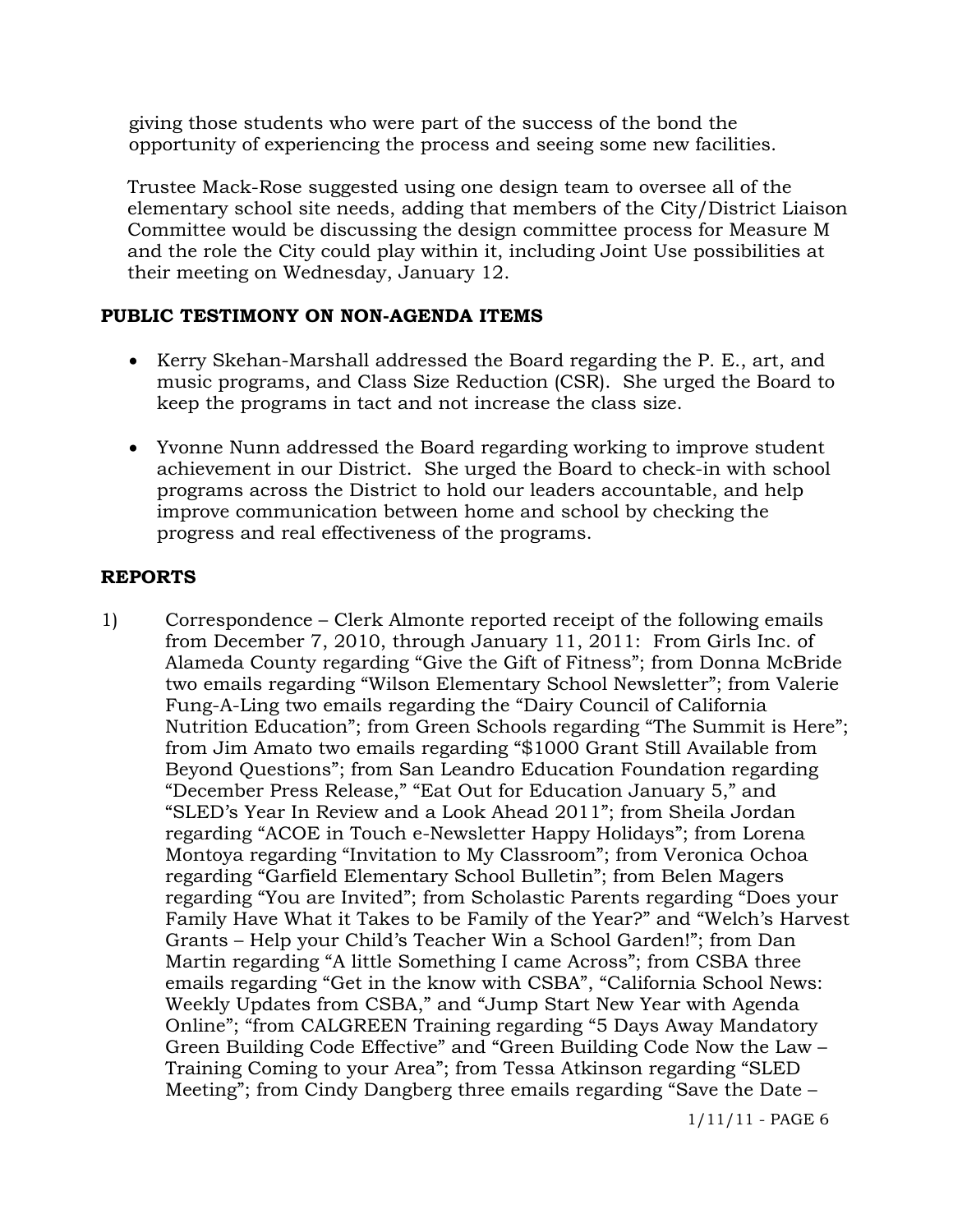giving those students who were part of the success of the bond the opportunity of experiencing the process and seeing some new facilities.

Trustee Mack-Rose suggested using one design team to oversee all of the elementary school site needs, adding that members of the City/District Liaison Committee would be discussing the design committee process for Measure M and the role the City could play within it, including Joint Use possibilities at their meeting on Wednesday, January 12.

## PUBLIC TESTIMONY ON NON-AGENDA ITEMS

- Kerry Skehan-Marshall addressed the Board regarding the P. E., art, and music programs, and Class Size Reduction (CSR). She urged the Board to keep the programs in tact and not increase the class size.
- Yvonne Nunn addressed the Board regarding working to improve student achievement in our District. She urged the Board to check-in with school programs across the District to hold our leaders accountable, and help improve communication between home and school by checking the progress and real effectiveness of the programs.

## REPORTS

1) Correspondence – Clerk Almonte reported receipt of the following emails from December 7, 2010, through January 11, 2011: From Girls Inc. of Alameda County regarding "Give the Gift of Fitness"; from Donna McBride two emails regarding "Wilson Elementary School Newsletter"; from Valerie Fung-A-Ling two emails regarding the "Dairy Council of California Nutrition Education"; from Green Schools regarding "The Summit is Here"; from Jim Amato two emails regarding "$1000 Grant Still Available from Beyond Questions"; from San Leandro Education Foundation regarding "December Press Release," "Eat Out for Education January 5," and "SLED's Year In Review and a Look Ahead 2011"; from Sheila Jordan regarding "ACOE in Touch e-Newsletter Happy Holidays"; from Lorena Montoya regarding "Invitation to My Classroom"; from Veronica Ochoa regarding "Garfield Elementary School Bulletin"; from Belen Magers regarding "You are Invited"; from Scholastic Parents regarding "Does your Family Have What it Takes to be Family of the Year?" and "Welch's Harvest Grants – Help your Child's Teacher Win a School Garden!"; from Dan Martin regarding "A little Something I came Across"; from CSBA three emails regarding "Get in the know with CSBA", "California School News: Weekly Updates from CSBA," and "Jump Start New Year with Agenda Online"; "from CALGREEN Training regarding "5 Days Away Mandatory Green Building Code Effective" and "Green Building Code Now the Law – Training Coming to your Area"; from Tessa Atkinson regarding "SLED Meeting"; from Cindy Dangberg three emails regarding "Save the Date –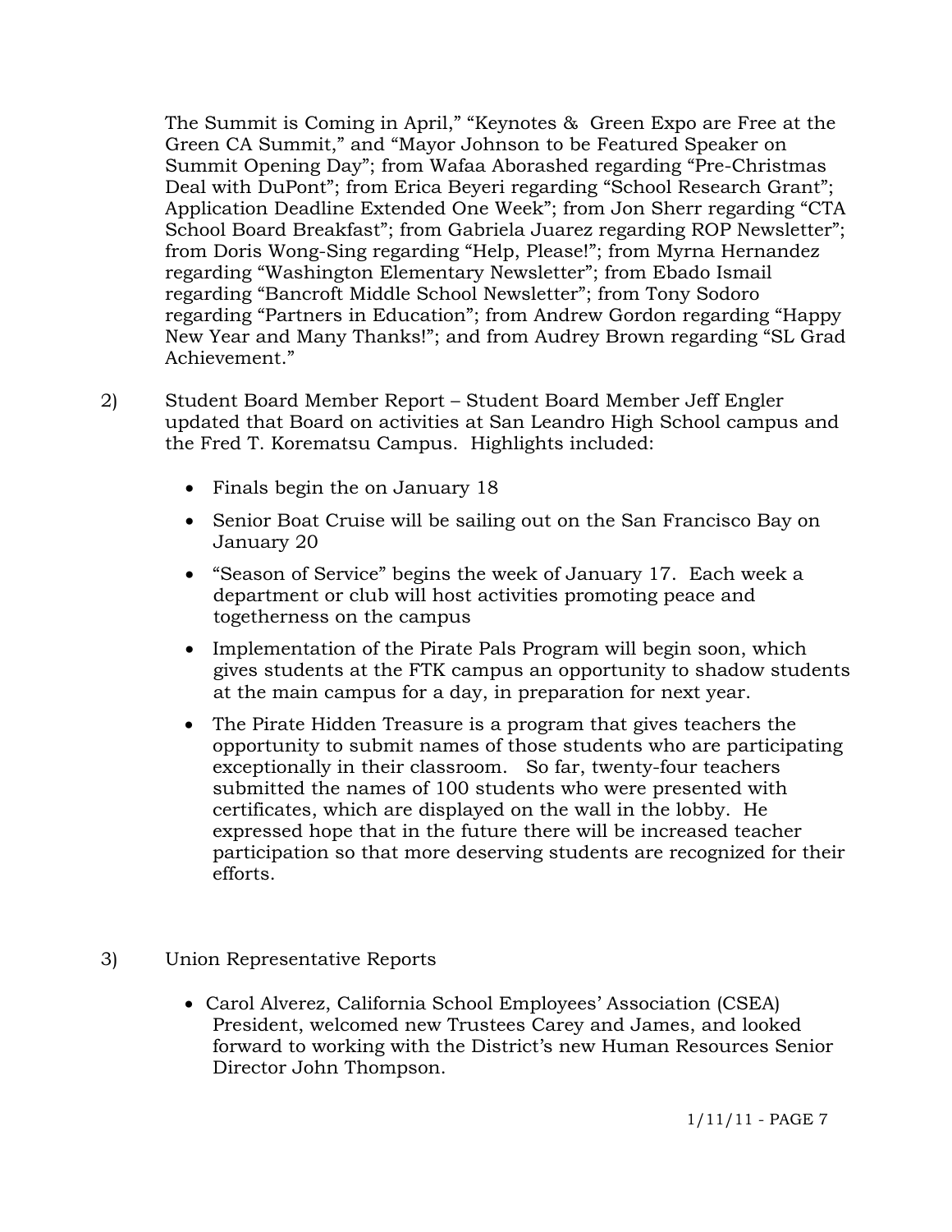The Summit is Coming in April," "Keynotes & Green Expo are Free at the Green CA Summit," and "Mayor Johnson to be Featured Speaker on Summit Opening Day"; from Wafaa Aborashed regarding "Pre-Christmas Deal with DuPont"; from Erica Beyeri regarding "School Research Grant"; Application Deadline Extended One Week"; from Jon Sherr regarding "CTA School Board Breakfast"; from Gabriela Juarez regarding ROP Newsletter"; from Doris Wong-Sing regarding "Help, Please!"; from Myrna Hernandez regarding "Washington Elementary Newsletter"; from Ebado Ismail regarding "Bancroft Middle School Newsletter"; from Tony Sodoro regarding "Partners in Education"; from Andrew Gordon regarding "Happy New Year and Many Thanks!"; and from Audrey Brown regarding "SL Grad Achievement."

2) Student Board Member Report – Student Board Member Jeff Engler updated that Board on activities at San Leandro High School campus and the Fred T. Korematsu Campus. Highlights included:

- Finals begin the on January 18
- Senior Boat Cruise will be sailing out on the San Francisco Bay on January 20
- "Season of Service" begins the week of January 17. Each week a department or club will host activities promoting peace and togetherness on the campus
- Implementation of the Pirate Pals Program will begin soon, which gives students at the FTK campus an opportunity to shadow students at the main campus for a day, in preparation for next year.
- The Pirate Hidden Treasure is a program that gives teachers the opportunity to submit names of those students who are participating exceptionally in their classroom. So far, twenty-four teachers submitted the names of 100 students who were presented with certificates, which are displayed on the wall in the lobby. He expressed hope that in the future there will be increased teacher participation so that more deserving students are recognized for their efforts.

3) Union Representative Reports

- Carol Alverez, California School Employees' Association (CSEA) President, welcomed new Trustees Carey and James, and looked forward to working with the District's new Human Resources Senior Director John Thompson.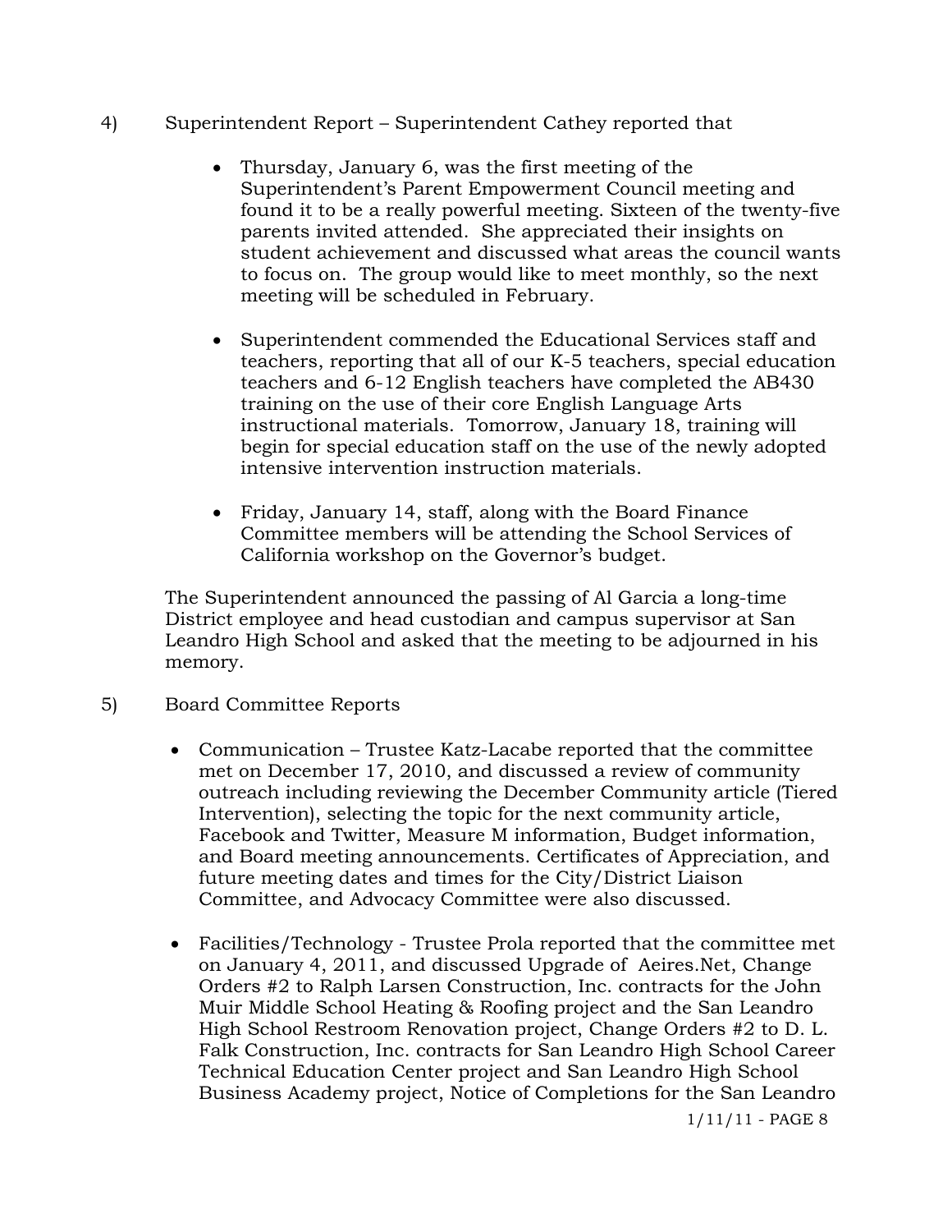4) Superintendent Report – Superintendent Cathey reported that

- Thursday, January 6, was the first meeting of the Superintendent's Parent Empowerment Council meeting and found it to be a really powerful meeting. Sixteen of the twenty-five parents invited attended. She appreciated their insights on student achievement and discussed what areas the council wants to focus on. The group would like to meet monthly, so the next meeting will be scheduled in February.

- Superintendent commended the Educational Services staff and teachers, reporting that all of our K-5 teachers, special education teachers and 6-12 English teachers have completed the AB430 training on the use of their core English Language Arts instructional materials. Tomorrow, January 18, training will begin for special education staff on the use of the newly adopted intensive intervention instruction materials.

- Friday, January 14, staff, along with the Board Finance Committee members will be attending the School Services of California workshop on the Governor's budget.

The Superintendent announced the passing of Al Garcia a long-time District employee and head custodian and campus supervisor at San Leandro High School and asked that the meeting to be adjourned in his memory.

5) Board Committee Reports

- Communication – Trustee Katz-Lacabe reported that the committee met on December 17, 2010, and discussed a review of community outreach including reviewing the December Community article (Tiered Intervention), selecting the topic for the next community article, Facebook and Twitter, Measure M information, Budget information, and Board meeting announcements. Certificates of Appreciation, and future meeting dates and times for the City/District Liaison Committee, and Advocacy Committee were also discussed.

- Facilities/Technology - Trustee Prola reported that the committee met on January 4, 2011, and discussed Upgrade of Aeires.Net, Change Orders #2 to Ralph Larsen Construction, Inc. contracts for the John Muir Middle School Heating & Roofing project and the San Leandro High School Restroom Renovation project, Change Orders #2 to D. L. Falk Construction, Inc. contracts for San Leandro High School Career Technical Education Center project and San Leandro High School Business Academy project, Notice of Completions for the San Leandro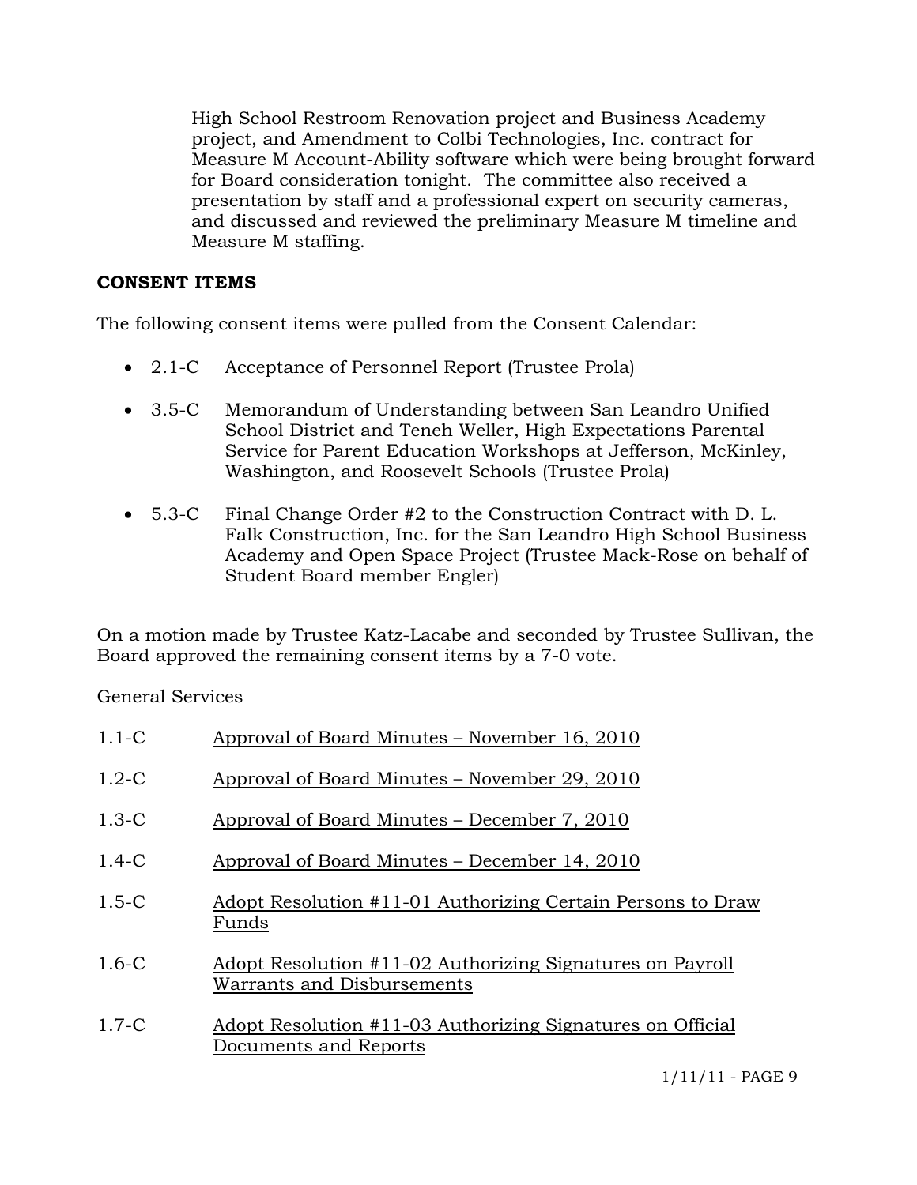High School Restroom Renovation project and Business Academy project, and Amendment to Colbi Technologies, Inc. contract for Measure M Account-Ability software which were being brought forward for Board consideration tonight. The committee also received a presentation by staff and a professional expert on security cameras, and discussed and reviewed the preliminary Measure M timeline and Measure M staffing.

**CONSENT ITEMS**

The following consent items were pulled from the Consent Calendar:

- 2.1-C Acceptance of Personnel Report (Trustee Prola)
- 3.5-C Memorandum of Understanding between San Leandro Unified School District and Teneh Weller, High Expectations Parental Service for Parent Education Workshops at Jefferson, McKinley, Washington, and Roosevelt Schools (Trustee Prola)
- 5.3-C Final Change Order #2 to the Construction Contract with D. L. Falk Construction, Inc. for the San Leandro High School Business Academy and Open Space Project (Trustee Mack-Rose on behalf of Student Board member Engler)

On a motion made by Trustee Katz-Lacabe and seconded by Trustee Sullivan, the Board approved the remaining consent items by a 7-0 vote.

General Services

1.1-C Approval of Board Minutes – November 16, 2010

1.2-C Approval of Board Minutes – November 29, 2010

1.3-C Approval of Board Minutes – December 7, 2010

1.4-C Approval of Board Minutes – December 14, 2010

1.5-C Adopt Resolution #11-01 Authorizing Certain Persons to Draw Funds

1.6-C Adopt Resolution #11-02 Authorizing Signatures on Payroll Warrants and Disbursements

1.7-C Adopt Resolution #11-03 Authorizing Signatures on Official Documents and Reports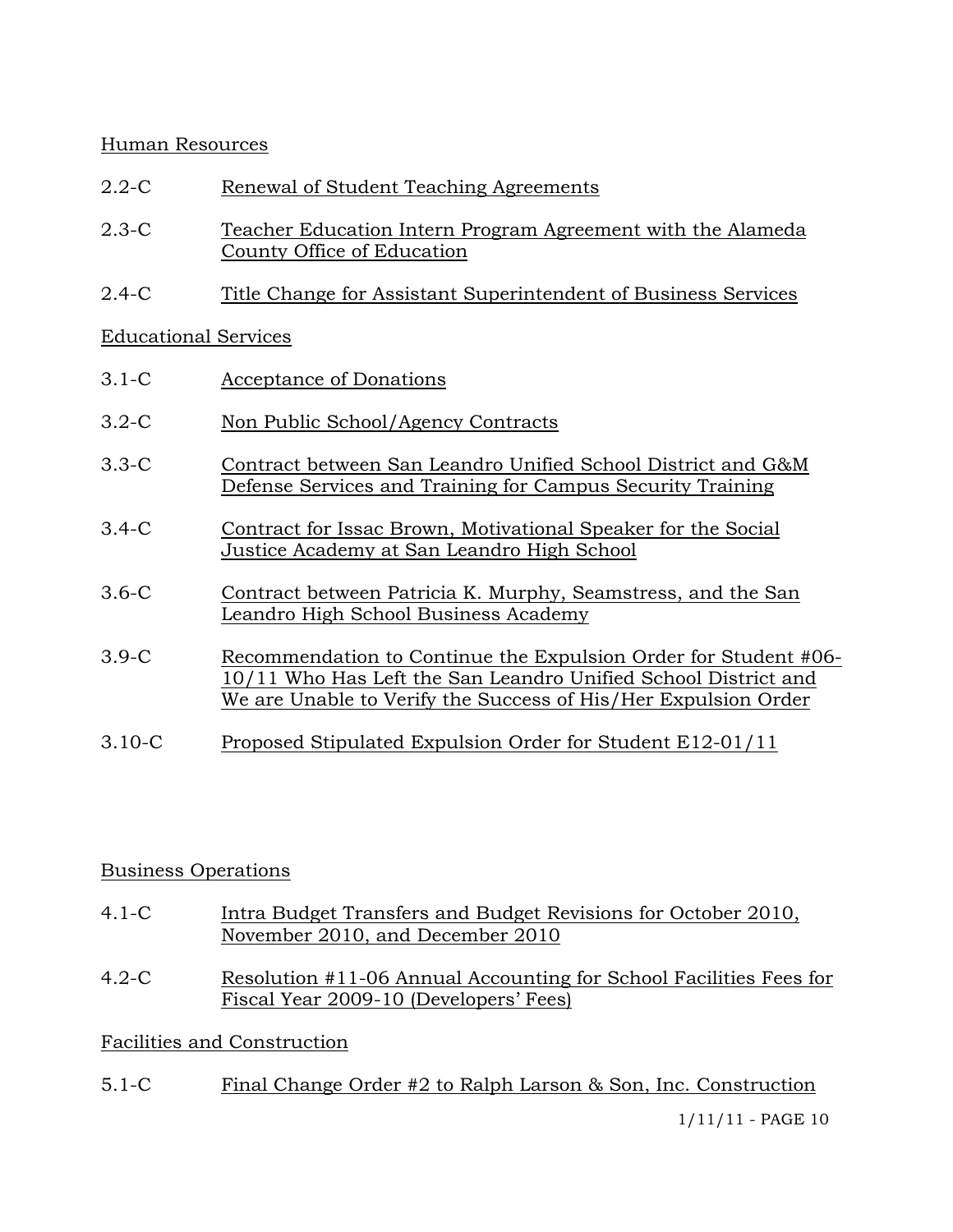Human Resources

2.2-C Renewal of Student Teaching Agreements

2.3-C Teacher Education Intern Program Agreement with the Alameda County Office of Education

2.4-C Title Change for Assistant Superintendent of Business Services

Educational Services

3.1-C Acceptance of Donations

3.2-C Non Public School/Agency Contracts

3.3-C Contract between San Leandro Unified School District and G&M Defense Services and Training for Campus Security Training

3.4-C Contract for Issac Brown, Motivational Speaker for the Social Justice Academy at San Leandro High School

3.6-C Contract between Patricia K. Murphy, Seamstress, and the San Leandro High School Business Academy

3.9-C Recommendation to Continue the Expulsion Order for Student #06-10/11 Who Has Left the San Leandro Unified School District and We are Unable to Verify the Success of His/Her Expulsion Order

3.10-C Proposed Stipulated Expulsion Order for Student E12-01/11

Business Operations

4.1-C Intra Budget Transfers and Budget Revisions for October 2010, November 2010, and December 2010

4.2-C Resolution #11-06 Annual Accounting for School Facilities Fees for Fiscal Year 2009-10 (Developers' Fees)

Facilities and Construction

5.1-C Final Change Order #2 to Ralph Larson & Son, Inc. Construction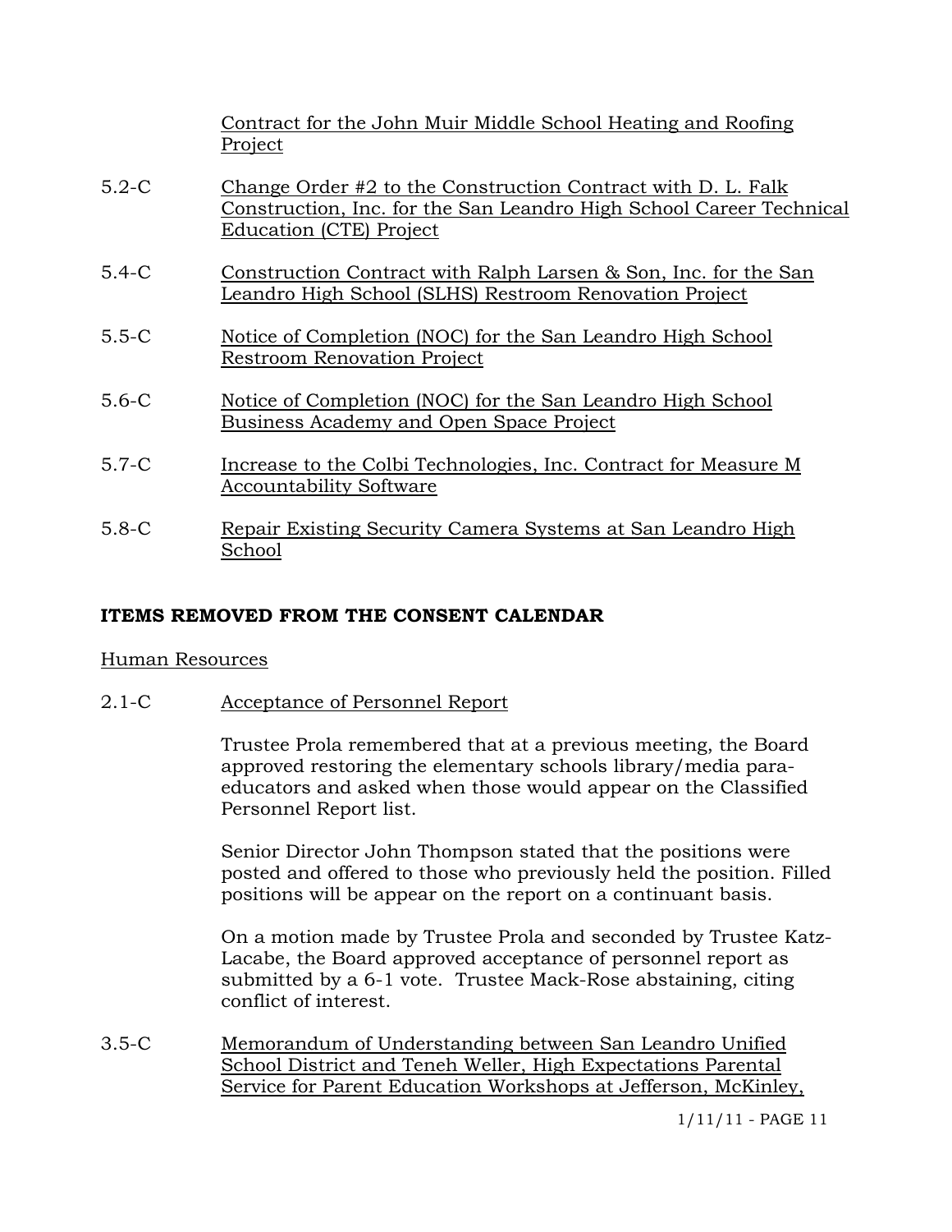Contract for the John Muir Middle School Heating and Roofing Project

5.2-C Change Order #2 to the Construction Contract with D. L. Falk Construction, Inc. for the San Leandro High School Career Technical Education (CTE) Project

5.4-C Construction Contract with Ralph Larsen & Son, Inc. for the San Leandro High School (SLHS) Restroom Renovation Project

5.5-C Notice of Completion (NOC) for the San Leandro High School Restroom Renovation Project

5.6-C Notice of Completion (NOC) for the San Leandro High School Business Academy and Open Space Project

5.7-C Increase to the Colbi Technologies, Inc. Contract for Measure M Accountability Software

5.8-C Repair Existing Security Camera Systems at San Leandro High School

**ITEMS REMOVED FROM THE CONSENT CALENDAR**

Human Resources

2.1-C Acceptance of Personnel Report

Trustee Prola remembered that at a previous meeting, the Board approved restoring the elementary schools library/media para-educators and asked when those would appear on the Classified Personnel Report list.

Senior Director John Thompson stated that the positions were posted and offered to those who previously held the position. Filled positions will be appear on the report on a continuant basis.

On a motion made by Trustee Prola and seconded by Trustee Katz-Lacabe, the Board approved acceptance of personnel report as submitted by a 6-1 vote. Trustee Mack-Rose abstaining, citing conflict of interest.

3.5-C Memorandum of Understanding between San Leandro Unified School District and Teneh Weller, High Expectations Parental Service for Parent Education Workshops at Jefferson, McKinley,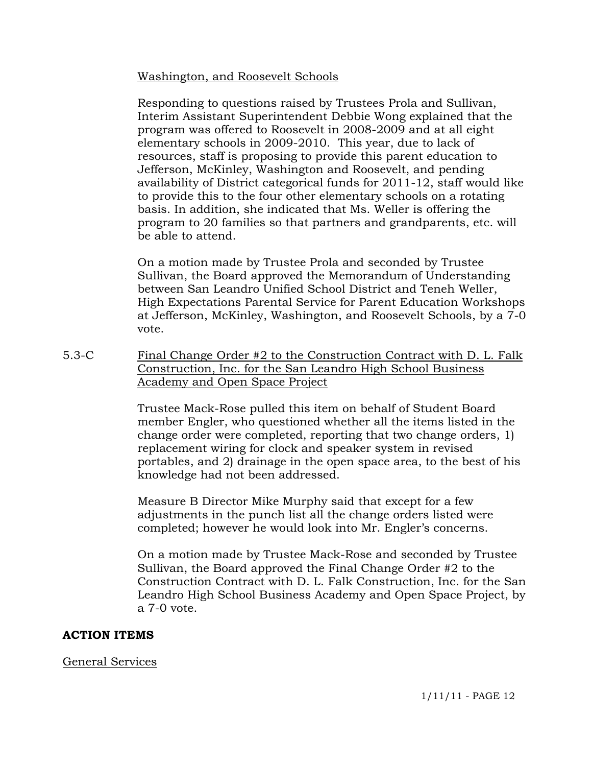Washington, and Roosevelt Schools

Responding to questions raised by Trustees Prola and Sullivan, Interim Assistant Superintendent Debbie Wong explained that the program was offered to Roosevelt in 2008-2009 and at all eight elementary schools in 2009-2010. This year, due to lack of resources, staff is proposing to provide this parent education to Jefferson, McKinley, Washington and Roosevelt, and pending availability of District categorical funds for 2011-12, staff would like to provide this to the four other elementary schools on a rotating basis. In addition, she indicated that Ms. Weller is offering the program to 20 families so that partners and grandparents, etc. will be able to attend.

On a motion made by Trustee Prola and seconded by Trustee Sullivan, the Board approved the Memorandum of Understanding between San Leandro Unified School District and Teneh Weller, High Expectations Parental Service for Parent Education Workshops at Jefferson, McKinley, Washington, and Roosevelt Schools, by a 7-0 vote.

5.3-C Final Change Order #2 to the Construction Contract with D. L. Falk Construction, Inc. for the San Leandro High School Business Academy and Open Space Project

Trustee Mack-Rose pulled this item on behalf of Student Board member Engler, who questioned whether all the items listed in the change order were completed, reporting that two change orders, 1) replacement wiring for clock and speaker system in revised portables, and 2) drainage in the open space area, to the best of his knowledge had not been addressed.

Measure B Director Mike Murphy said that except for a few adjustments in the punch list all the change orders listed were completed; however he would look into Mr. Engler's concerns.

On a motion made by Trustee Mack-Rose and seconded by Trustee Sullivan, the Board approved the Final Change Order #2 to the Construction Contract with D. L. Falk Construction, Inc. for the San Leandro High School Business Academy and Open Space Project, by a 7-0 vote.

**ACTION ITEMS**

General Services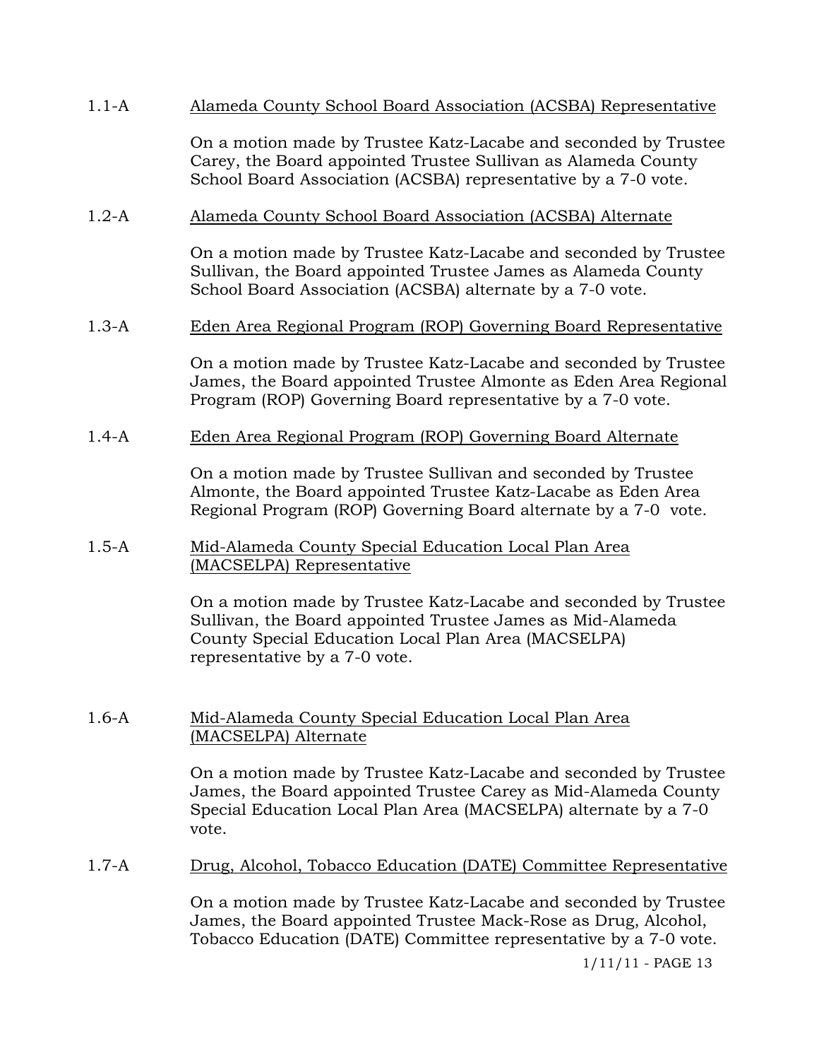1.1-A Alameda County School Board Association (ACSBA) Representative

On a motion made by Trustee Katz-Lacabe and seconded by Trustee Carey, the Board appointed Trustee Sullivan as Alameda County School Board Association (ACSBA) representative by a 7-0 vote.

1.2-A Alameda County School Board Association (ACSBA) Alternate

On a motion made by Trustee Katz-Lacabe and seconded by Trustee Sullivan, the Board appointed Trustee James as Alameda County School Board Association (ACSBA) alternate by a 7-0 vote.

1.3-A Eden Area Regional Program (ROP) Governing Board Representative

On a motion made by Trustee Katz-Lacabe and seconded by Trustee James, the Board appointed Trustee Almonte as Eden Area Regional Program (ROP) Governing Board representative by a 7-0 vote.

1.4-A Eden Area Regional Program (ROP) Governing Board Alternate

On a motion made by Trustee Sullivan and seconded by Trustee Almonte, the Board appointed Trustee Katz-Lacabe as Eden Area Regional Program (ROP) Governing Board alternate by a 7-0 vote.

1.5-A Mid-Alameda County Special Education Local Plan Area (MACSELPA) Representative

On a motion made by Trustee Katz-Lacabe and seconded by Trustee Sullivan, the Board appointed Trustee James as Mid-Alameda County Special Education Local Plan Area (MACSELPA) representative by a 7-0 vote.

1.6-A Mid-Alameda County Special Education Local Plan Area (MACSELPA) Alternate

On a motion made by Trustee Katz-Lacabe and seconded by Trustee James, the Board appointed Trustee Carey as Mid-Alameda County Special Education Local Plan Area (MACSELPA) alternate by a 7-0 vote.

1.7-A Drug, Alcohol, Tobacco Education (DATE) Committee Representative

On a motion made by Trustee Katz-Lacabe and seconded by Trustee James, the Board appointed Trustee Mack-Rose as Drug, Alcohol, Tobacco Education (DATE) Committee representative by a 7-0 vote.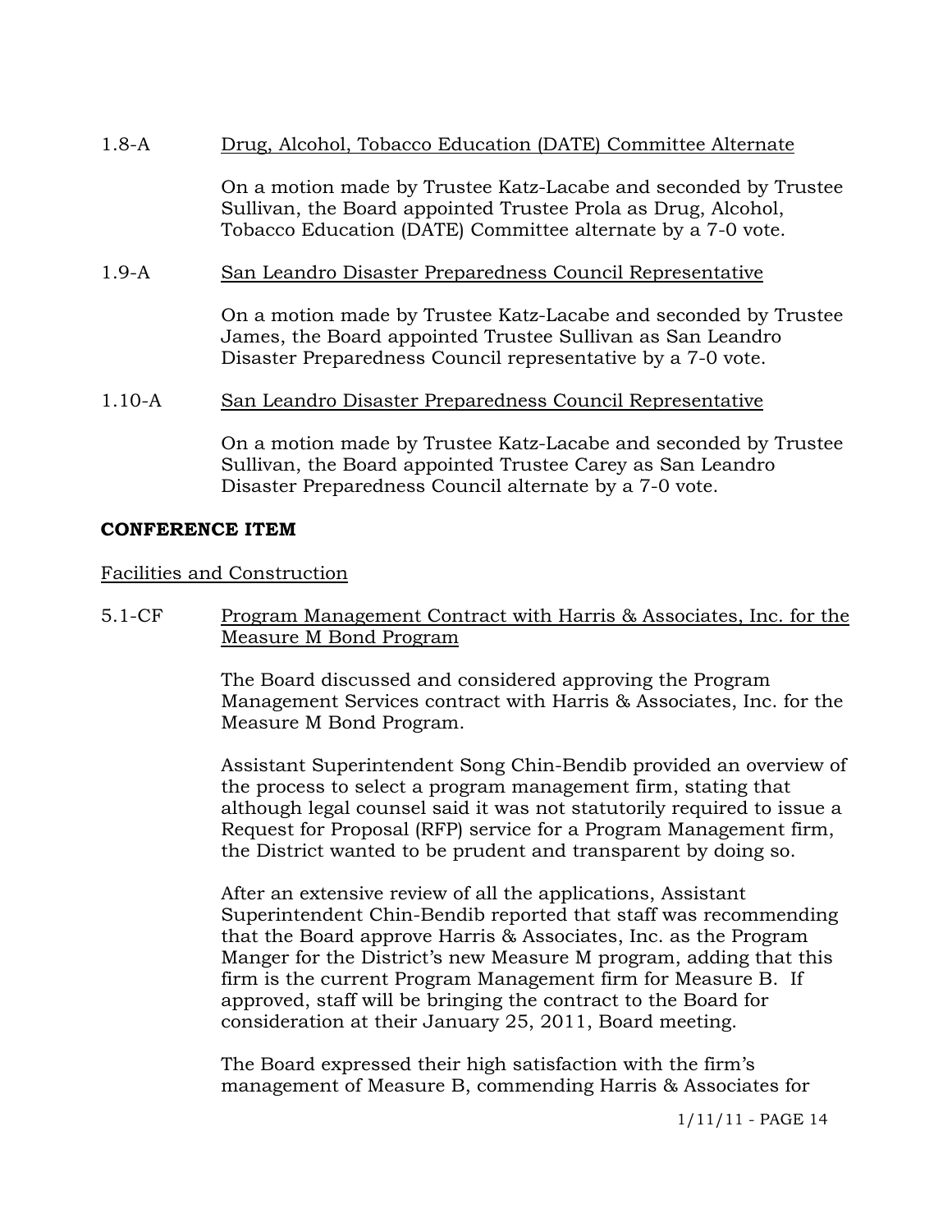1.8-A Drug, Alcohol, Tobacco Education (DATE) Committee Alternate

On a motion made by Trustee Katz-Lacabe and seconded by Trustee Sullivan, the Board appointed Trustee Prola as Drug, Alcohol, Tobacco Education (DATE) Committee alternate by a 7-0 vote.

1.9-A San Leandro Disaster Preparedness Council Representative

On a motion made by Trustee Katz-Lacabe and seconded by Trustee James, the Board appointed Trustee Sullivan as San Leandro Disaster Preparedness Council representative by a 7-0 vote.

1.10-A San Leandro Disaster Preparedness Council Representative

On a motion made by Trustee Katz-Lacabe and seconded by Trustee Sullivan, the Board appointed Trustee Carey as San Leandro Disaster Preparedness Council alternate by a 7-0 vote.

**CONFERENCE ITEM**

Facilities and Construction

5.1-CF Program Management Contract with Harris & Associates, Inc. for the Measure M Bond Program

The Board discussed and considered approving the Program Management Services contract with Harris & Associates, Inc. for the Measure M Bond Program.

Assistant Superintendent Song Chin-Bendib provided an overview of the process to select a program management firm, stating that although legal counsel said it was not statutorily required to issue a Request for Proposal (RFP) service for a Program Management firm, the District wanted to be prudent and transparent by doing so.

After an extensive review of all the applications, Assistant Superintendent Chin-Bendib reported that staff was recommending that the Board approve Harris & Associates, Inc. as the Program Manger for the District's new Measure M program, adding that this firm is the current Program Management firm for Measure B. If approved, staff will be bringing the contract to the Board for consideration at their January 25, 2011, Board meeting.

The Board expressed their high satisfaction with the firm's management of Measure B, commending Harris & Associates for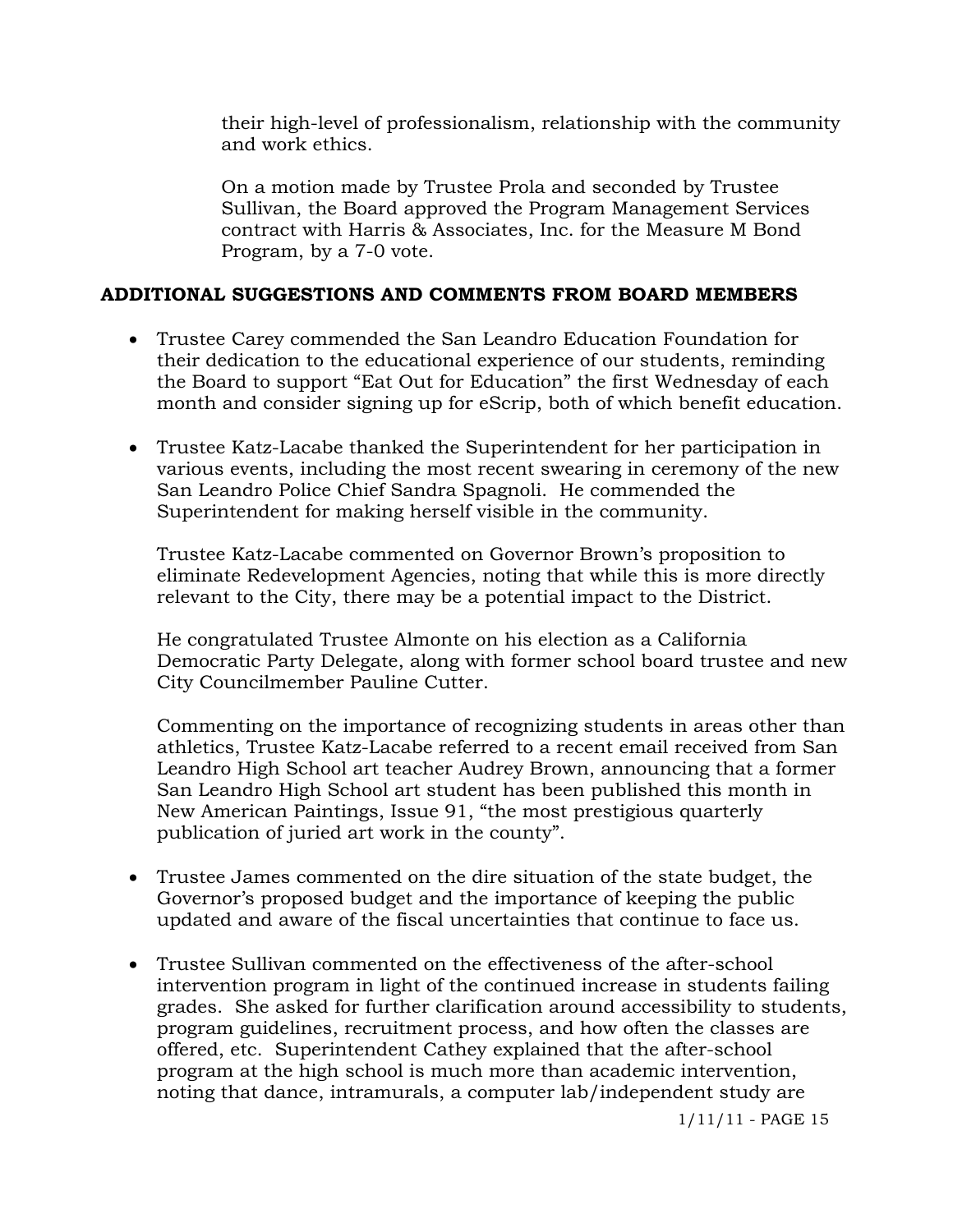their high-level of professionalism, relationship with the community and work ethics.

On a motion made by Trustee Prola and seconded by Trustee Sullivan, the Board approved the Program Management Services contract with Harris & Associates, Inc. for the Measure M Bond Program, by a 7-0 vote.

## ADDITIONAL SUGGESTIONS AND COMMENTS FROM BOARD MEMBERS

- Trustee Carey commended the San Leandro Education Foundation for their dedication to the educational experience of our students, reminding the Board to support "Eat Out for Education" the first Wednesday of each month and consider signing up for eScrip, both of which benefit education.

- Trustee Katz-Lacabe thanked the Superintendent for her participation in various events, including the most recent swearing in ceremony of the new San Leandro Police Chief Sandra Spagnoli. He commended the Superintendent for making herself visible in the community.

  Trustee Katz-Lacabe commented on Governor Brown's proposition to eliminate Redevelopment Agencies, noting that while this is more directly relevant to the City, there may be a potential impact to the District.

  He congratulated Trustee Almonte on his election as a California Democratic Party Delegate, along with former school board trustee and new City Councilmember Pauline Cutter.

  Commenting on the importance of recognizing students in areas other than athletics, Trustee Katz-Lacabe referred to a recent email received from San Leandro High School art teacher Audrey Brown, announcing that a former San Leandro High School art student has been published this month in New American Paintings, Issue 91, "the most prestigious quarterly publication of juried art work in the county".

- Trustee James commented on the dire situation of the state budget, the Governor's proposed budget and the importance of keeping the public updated and aware of the fiscal uncertainties that continue to face us.

- Trustee Sullivan commented on the effectiveness of the after-school intervention program in light of the continued increase in students failing grades. She asked for further clarification around accessibility to students, program guidelines, recruitment process, and how often the classes are offered, etc. Superintendent Cathey explained that the after-school program at the high school is much more than academic intervention, noting that dance, intramurals, a computer lab/independent study are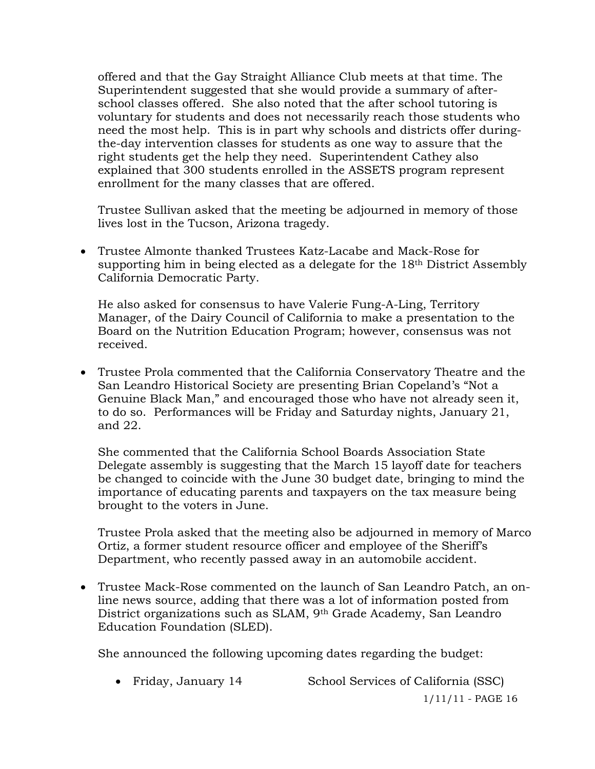offered and that the Gay Straight Alliance Club meets at that time. The Superintendent suggested that she would provide a summary of after-school classes offered. She also noted that the after school tutoring is voluntary for students and does not necessarily reach those students who need the most help. This is in part why schools and districts offer during-the-day intervention classes for students as one way to assure that the right students get the help they need. Superintendent Cathey also explained that 300 students enrolled in the ASSETS program represent enrollment for the many classes that are offered.

Trustee Sullivan asked that the meeting be adjourned in memory of those lives lost in the Tucson, Arizona tragedy.

- Trustee Almonte thanked Trustees Katz-Lacabe and Mack-Rose for supporting him in being elected as a delegate for the 18th District Assembly California Democratic Party.

  He also asked for consensus to have Valerie Fung-A-Ling, Territory Manager, of the Dairy Council of California to make a presentation to the Board on the Nutrition Education Program; however, consensus was not received.

- Trustee Prola commented that the California Conservatory Theatre and the San Leandro Historical Society are presenting Brian Copeland's "Not a Genuine Black Man," and encouraged those who have not already seen it, to do so. Performances will be Friday and Saturday nights, January 21, and 22.

  She commented that the California School Boards Association State Delegate assembly is suggesting that the March 15 layoff date for teachers be changed to coincide with the June 30 budget date, bringing to mind the importance of educating parents and taxpayers on the tax measure being brought to the voters in June.

  Trustee Prola asked that the meeting also be adjourned in memory of Marco Ortiz, a former student resource officer and employee of the Sheriff's Department, who recently passed away in an automobile accident.

- Trustee Mack-Rose commented on the launch of San Leandro Patch, an on-line news source, adding that there was a lot of information posted from District organizations such as SLAM, 9th Grade Academy, San Leandro Education Foundation (SLED).

  She announced the following upcoming dates regarding the budget:

  - Friday, January 14 School Services of California (SSC)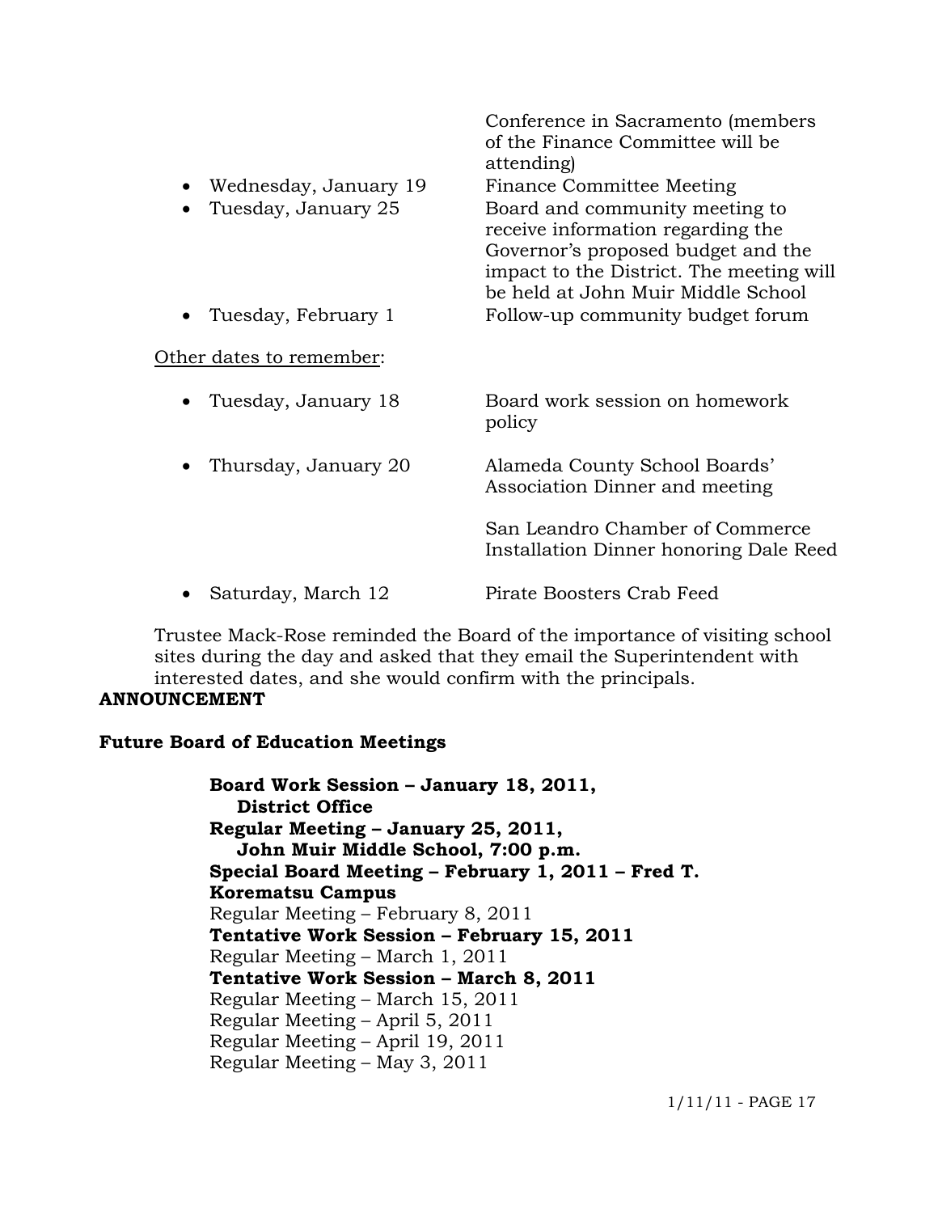Conference in Sacramento (members of the Finance Committee will be attending)

- Wednesday, January 19 — Finance Committee Meeting
- Tuesday, January 25 — Board and community meeting to receive information regarding the Governor's proposed budget and the impact to the District. The meeting will be held at John Muir Middle School
- Tuesday, February 1 — Follow-up community budget forum

Other dates to remember:

- Tuesday, January 18 — Board work session on homework policy
- Thursday, January 20 — Alameda County School Boards' Association Dinner and meeting

  San Leandro Chamber of Commerce Installation Dinner honoring Dale Reed
- Saturday, March 12 — Pirate Boosters Crab Feed

Trustee Mack-Rose reminded the Board of the importance of visiting school sites during the day and asked that they email the Superintendent with interested dates, and she would confirm with the principals.

**ANNOUNCEMENT**

**Future Board of Education Meetings**

**Board Work Session – January 18, 2011, District Office**
**Regular Meeting – January 25, 2011, John Muir Middle School, 7:00 p.m.**
**Special Board Meeting – February 1, 2011 – Fred T. Korematsu Campus**
Regular Meeting – February 8, 2011
**Tentative Work Session – February 15, 2011**
Regular Meeting – March 1, 2011
**Tentative Work Session – March 8, 2011**
Regular Meeting – March 15, 2011
Regular Meeting – April 5, 2011
Regular Meeting – April 19, 2011
Regular Meeting – May 3, 2011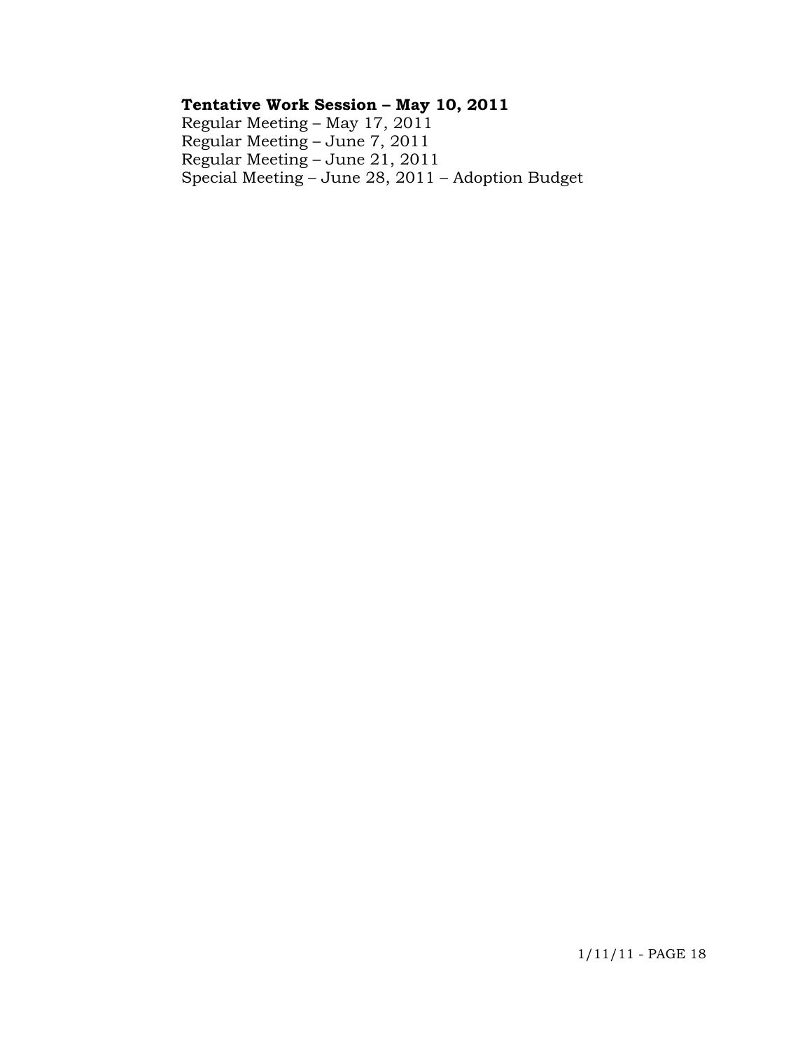**Tentative Work Session – May 10, 2011**
Regular Meeting – May 17, 2011
Regular Meeting – June 7, 2011
Regular Meeting – June 21, 2011
Special Meeting – June 28, 2011 – Adoption Budget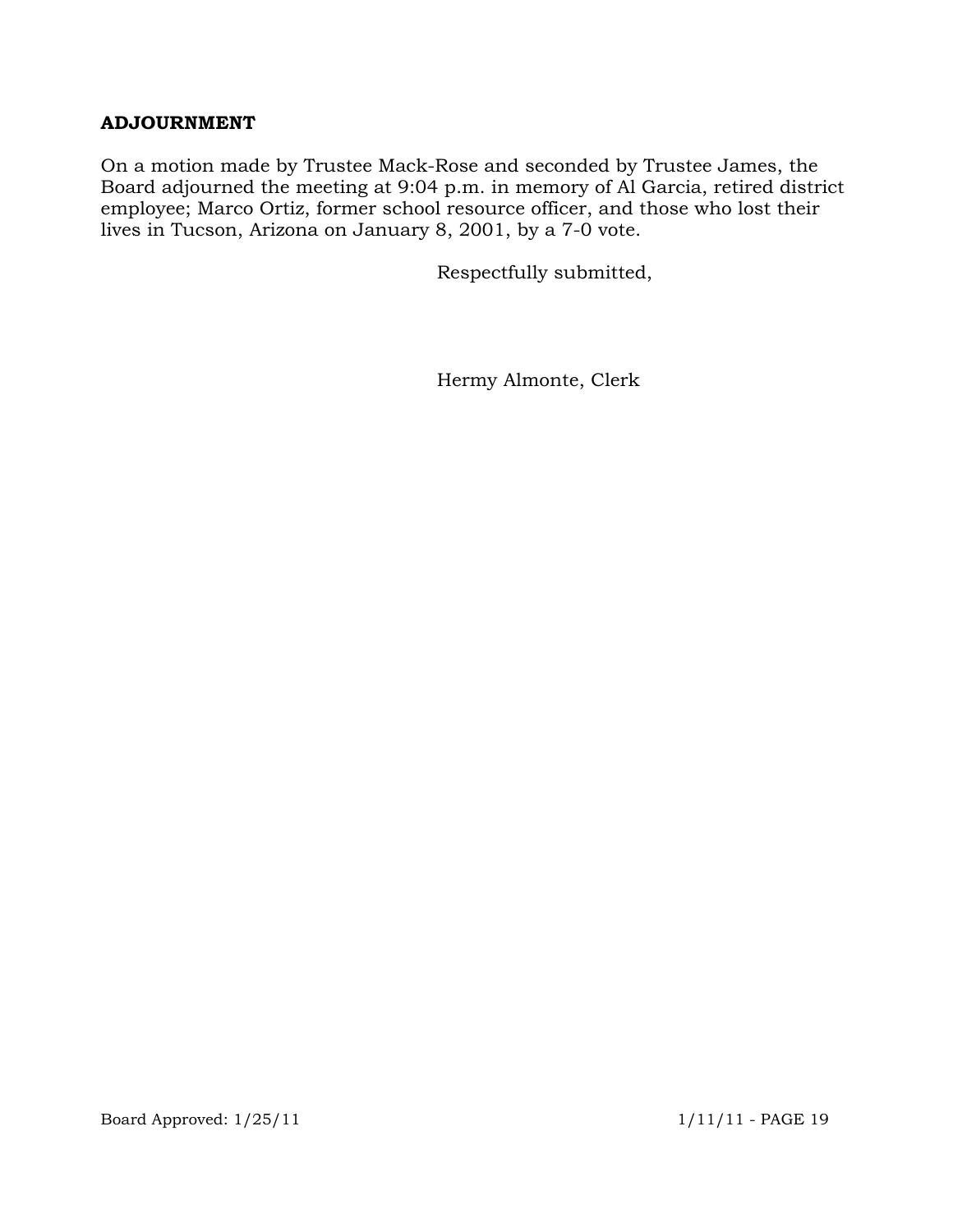**ADJOURNMENT**

On a motion made by Trustee Mack-Rose and seconded by Trustee James, the Board adjourned the meeting at 9:04 p.m. in memory of Al Garcia, retired district employee; Marco Ortiz, former school resource officer, and those who lost their lives in Tucson, Arizona on January 8, 2001, by a 7-0 vote.

Respectfully submitted,

Hermy Almonte, Clerk